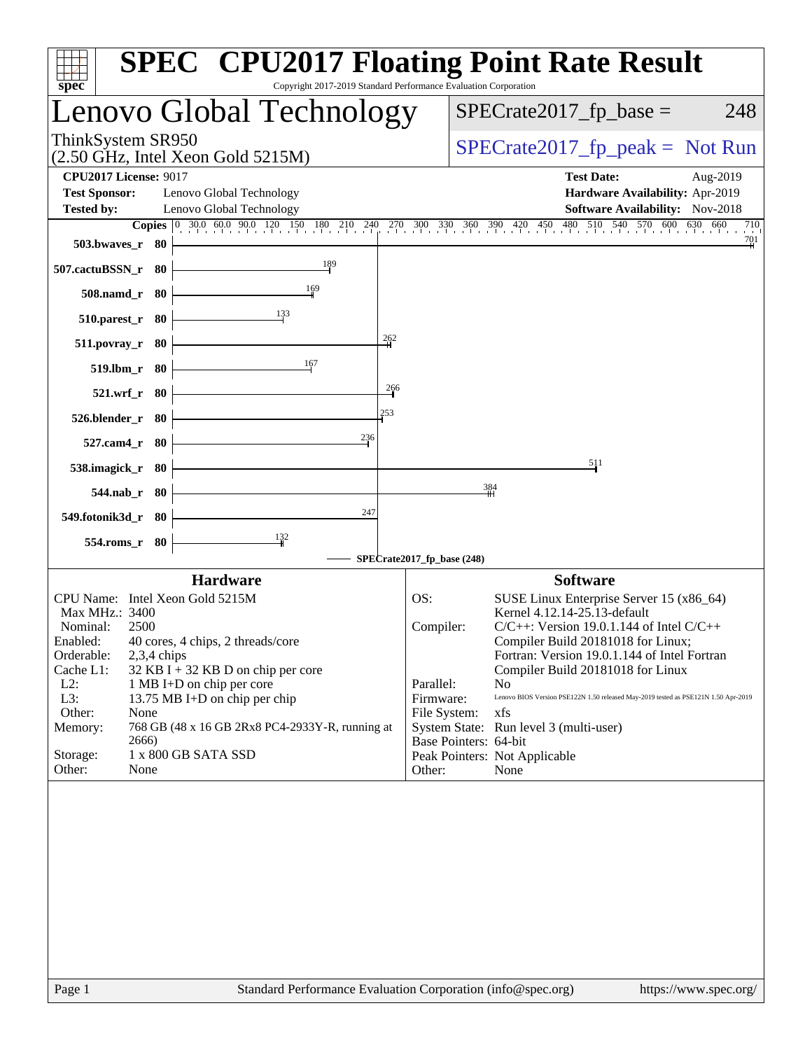# SPEC CPU2017 Floating Point Rate Result

Copyright 2017-2019 Standard Performance Evaluation Corporation

## Lenovo Global Technology

ThinkSystem SR950
(2.50 GHz, Intel Xeon Gold 5215M)

SPECrate2017_fp_base = 248

SPECrate2017_fp_peak = Not Run

**CPU2017 License:** 9017
**Test Sponsor:** Lenovo Global Technology
**Tested by:** Lenovo Global Technology

**Test Date:** Aug-2019
**Hardware Availability:** Apr-2019
**Software Availability:** Nov-2018

| Benchmark | Copies | SPECrate2017_fp_base |
|---|---|---|
| 503.bwaves_r | 80 | 701 |
| 507.cactuBSSN_r | 80 | 189 |
| 508.namd_r | 80 | 169 |
| 510.parest_r | 80 | 133 |
| 511.povray_r | 80 | 262 |
| 519.lbm_r | 80 | 167 |
| 521.wrf_r | 80 | 266 |
| 526.blender_r | 80 | 253 |
| 527.cam4_r | 80 | 236 |
| 538.imagick_r | 80 | 511 |
| 544.nab_r | 80 | 384 |
| 549.fotonik3d_r | 80 | 247 |
| 554.roms_r | 80 | 132 |

SPECrate2017_fp_base (248)

### Hardware

- CPU Name: Intel Xeon Gold 5215M
- Max MHz.: 3400
- Nominal: 2500
- Enabled: 40 cores, 4 chips, 2 threads/core
- Orderable: 2,3,4 chips
- Cache L1: 32 KB I + 32 KB D on chip per core
- L2: 1 MB I+D on chip per core
- L3: 13.75 MB I+D on chip per chip
- Other: None
- Memory: 768 GB (48 x 16 GB 2Rx8 PC4-2933Y-R, running at 2666)
- Storage: 1 x 800 GB SATA SSD
- Other: None

### Software

- OS: SUSE Linux Enterprise Server 15 (x86_64) Kernel 4.12.14-25.13-default
- Compiler: C/C++: Version 19.0.1.144 of Intel C/C++ Compiler Build 20181018 for Linux; Fortran: Version 19.0.1.144 of Intel Fortran Compiler Build 20181018 for Linux
- Parallel: No
- Firmware: Lenovo BIOS Version PSE122N 1.50 released May-2019 tested as PSE121N 1.50 Apr-2019
- File System: xfs
- System State: Run level 3 (multi-user)
- Base Pointers: 64-bit
- Peak Pointers: Not Applicable
- Other: None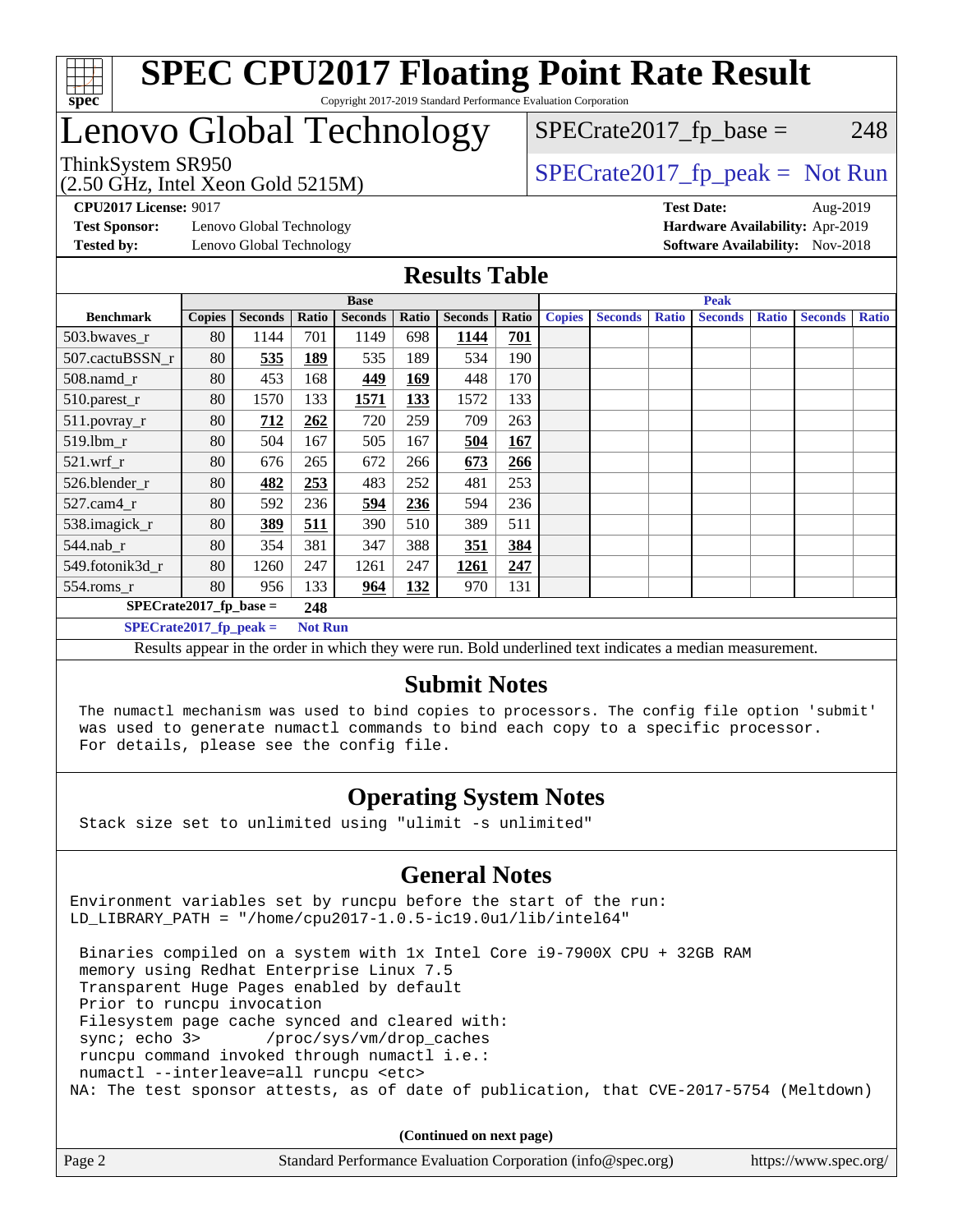# SPEC CPU2017 Floating Point Rate Result

Copyright 2017-2019 Standard Performance Evaluation Corporation

## Lenovo Global Technology

ThinkSystem SR950
(2.50 GHz, Intel Xeon Gold 5215M)

SPECrate2017_fp_base = 248

SPECrate2017_fp_peak = Not Run

**CPU2017 License:** 9017
**Test Sponsor:** Lenovo Global Technology
**Tested by:** Lenovo Global Technology

**Test Date:** Aug-2019
**Hardware Availability:** Apr-2019
**Software Availability:** Nov-2018

## Results Table

| | Base | | | | | | | Peak | | | | | | |
|---|---|---|---|---|---|---|---|---|---|---|---|---|---|---|
| **Benchmark** | **Copies** | **Seconds** | **Ratio** | **Seconds** | **Ratio** | **Seconds** | **Ratio** | **Copies** | **Seconds** | **Ratio** | **Seconds** | **Ratio** | **Seconds** | **Ratio** |
| 503.bwaves_r | 80 | 1144 | 701 | 1149 | 698 | **1144** | **701** | | | | | | | |
| 507.cactuBSSN_r | 80 | **535** | **189** | 535 | 189 | 534 | 190 | | | | | | | |
| 508.namd_r | 80 | 453 | 168 | **449** | **169** | 448 | 170 | | | | | | | |
| 510.parest_r | 80 | 1570 | 133 | **1571** | **133** | 1572 | 133 | | | | | | | |
| 511.povray_r | 80 | **712** | **262** | 720 | 259 | 709 | 263 | | | | | | | |
| 519.lbm_r | 80 | 504 | 167 | 505 | 167 | **504** | **167** | | | | | | | |
| 521.wrf_r | 80 | 676 | 265 | 672 | 266 | **673** | **266** | | | | | | | |
| 526.blender_r | 80 | **482** | **253** | 483 | 252 | 481 | 253 | | | | | | | |
| 527.cam4_r | 80 | 592 | 236 | **594** | **236** | 594 | 236 | | | | | | | |
| 538.imagick_r | 80 | **389** | **511** | 390 | 510 | 389 | 511 | | | | | | | |
| 544.nab_r | 80 | 354 | 381 | 347 | 388 | **351** | **384** | | | | | | | |
| 549.fotonik3d_r | 80 | 1260 | 247 | 1261 | 247 | **1261** | **247** | | | | | | | |
| 554.roms_r | 80 | 956 | 133 | **964** | **132** | 970 | 131 | | | | | | | |

**SPECrate2017_fp_base = 248**

**SPECrate2017_fp_peak = Not Run**

Results appear in the order in which they were run. Bold underlined text indicates a median measurement.

## Submit Notes

```
The numactl mechanism was used to bind copies to processors. The config file option 'submit'
was used to generate numactl commands to bind each copy to a specific processor.
For details, please see the config file.
```

## Operating System Notes

```
Stack size set to unlimited using "ulimit -s unlimited"
```

## General Notes

```
Environment variables set by runcpu before the start of the run:
LD_LIBRARY_PATH = "/home/cpu2017-1.0.5-ic19.0u1/lib/intel64"

 Binaries compiled on a system with 1x Intel Core i9-7900X CPU + 32GB RAM
 memory using Redhat Enterprise Linux 7.5
 Transparent Huge Pages enabled by default
 Prior to runcpu invocation
 Filesystem page cache synced and cleared with:
 sync; echo 3>       /proc/sys/vm/drop_caches
 runcpu command invoked through numactl i.e.:
 numactl --interleave=all runcpu <etc>
NA: The test sponsor attests, as of date of publication, that CVE-2017-5754 (Meltdown)
```

**(Continued on next page)**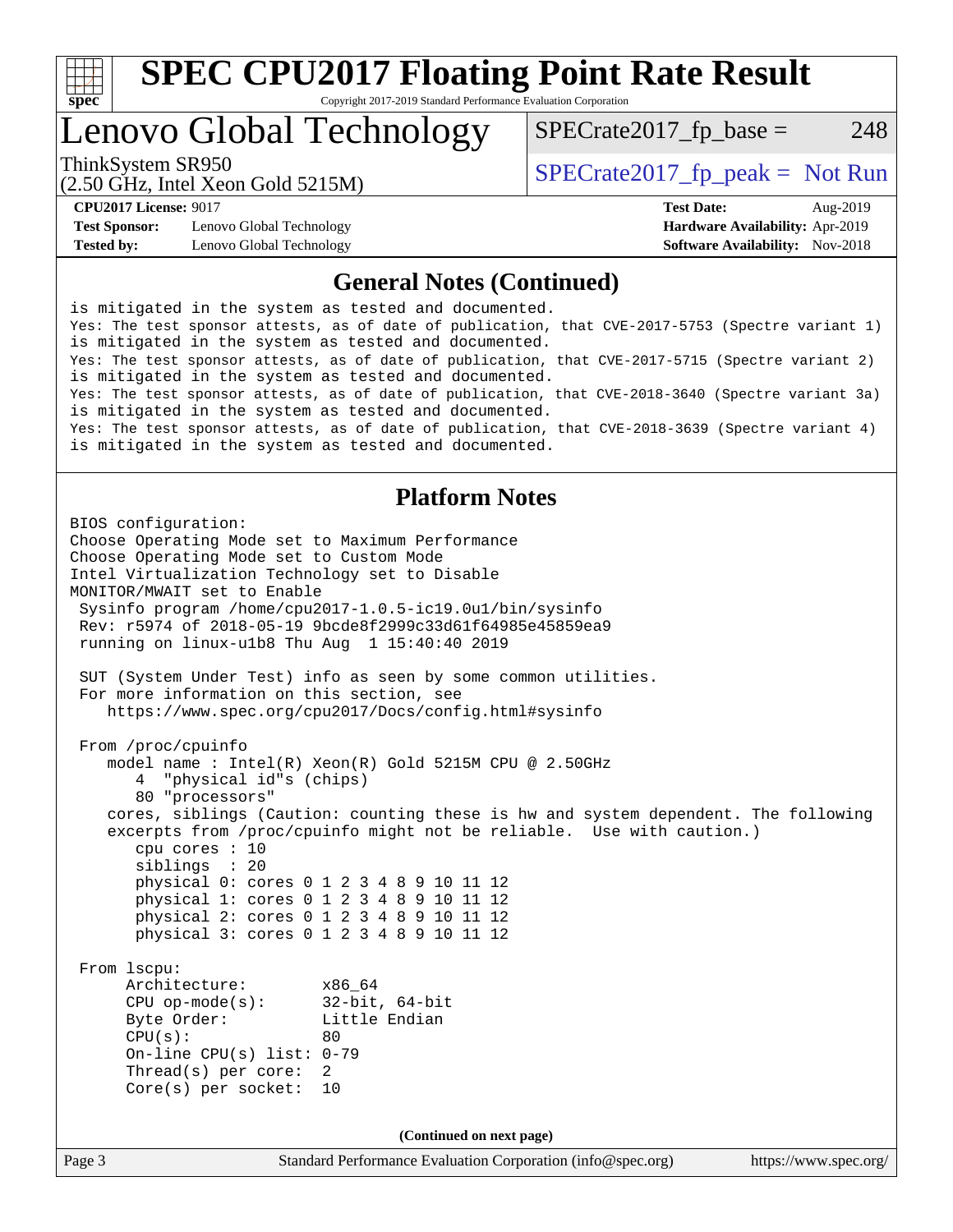## General Notes (Continued)

```
is mitigated in the system as tested and documented.
Yes: The test sponsor attests, as of date of publication, that CVE-2017-5753 (Spectre variant 1)
is mitigated in the system as tested and documented.
Yes: The test sponsor attests, as of date of publication, that CVE-2017-5715 (Spectre variant 2)
is mitigated in the system as tested and documented.
Yes: The test sponsor attests, as of date of publication, that CVE-2018-3640 (Spectre variant 3a)
is mitigated in the system as tested and documented.
Yes: The test sponsor attests, as of date of publication, that CVE-2018-3639 (Spectre variant 4)
is mitigated in the system as tested and documented.
```

## Platform Notes

```
BIOS configuration:
Choose Operating Mode set to Maximum Performance
Choose Operating Mode set to Custom Mode
Intel Virtualization Technology set to Disable
MONITOR/MWAIT set to Enable
 Sysinfo program /home/cpu2017-1.0.5-ic19.0u1/bin/sysinfo
 Rev: r5974 of 2018-05-19 9bcde8f2999c33d61f64985e45859ea9
 running on linux-u1b8 Thu Aug  1 15:40:40 2019

 SUT (System Under Test) info as seen by some common utilities.
 For more information on this section, see
    https://www.spec.org/cpu2017/Docs/config.html#sysinfo

 From /proc/cpuinfo
    model name : Intel(R) Xeon(R) Gold 5215M CPU @ 2.50GHz
       4  "physical id"s (chips)
       80 "processors"
    cores, siblings (Caution: counting these is hw and system dependent. The following
    excerpts from /proc/cpuinfo might not be reliable.  Use with caution.)
       cpu cores : 10
       siblings  : 20
       physical 0: cores 0 1 2 3 4 8 9 10 11 12
       physical 1: cores 0 1 2 3 4 8 9 10 11 12
       physical 2: cores 0 1 2 3 4 8 9 10 11 12
       physical 3: cores 0 1 2 3 4 8 9 10 11 12

 From lscpu:
      Architecture:        x86_64
      CPU op-mode(s):      32-bit, 64-bit
      Byte Order:          Little Endian
      CPU(s):              80
      On-line CPU(s) list: 0-79
      Thread(s) per core:  2
      Core(s) per socket:  10
```

(Continued on next page)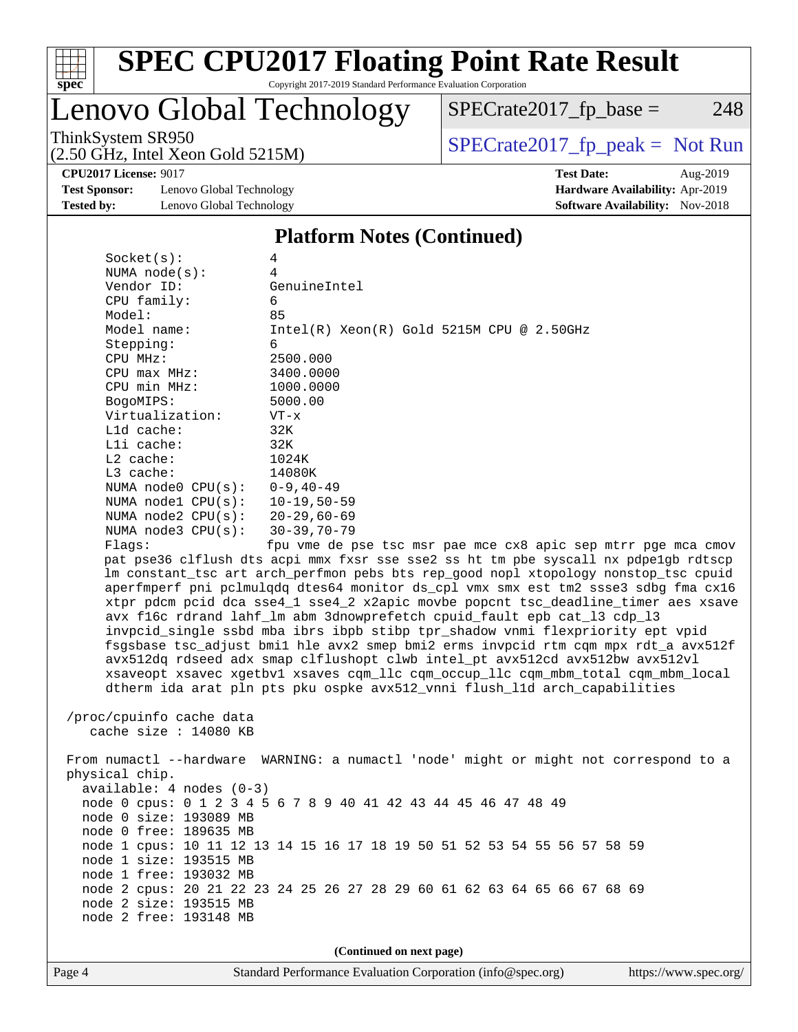## Platform Notes (Continued)

```
Socket(s):             4
NUMA node(s):          4
Vendor ID:             GenuineIntel
CPU family:            6
Model:                 85
Model name:            Intel(R) Xeon(R) Gold 5215M CPU @ 2.50GHz
Stepping:              6
CPU MHz:               2500.000
CPU max MHz:           3400.0000
CPU min MHz:           1000.0000
BogoMIPS:              5000.00
Virtualization:        VT-x
L1d cache:             32K
L1i cache:             32K
L2 cache:              1024K
L3 cache:              14080K
NUMA node0 CPU(s):     0-9,40-49
NUMA node1 CPU(s):     10-19,50-59
NUMA node2 CPU(s):     20-29,60-69
NUMA node3 CPU(s):     30-39,70-79
Flags:                 fpu vme de pse tsc msr pae mce cx8 apic sep mtrr pge mca cmov
pat pse36 clflush dts acpi mmx fxsr sse sse2 ss ht tm pbe syscall nx pdpe1gb rdtscp
lm constant_tsc art arch_perfmon pebs bts rep_good nopl xtopology nonstop_tsc cpuid
aperfmperf pni pclmulqdq dtes64 monitor ds_cpl vmx smx est tm2 ssse3 sdbg fma cx16
xtpr pdcm pcid dca sse4_1 sse4_2 x2apic movbe popcnt tsc_deadline_timer aes xsave
avx f16c rdrand lahf_lm abm 3dnowprefetch cpuid_fault epb cat_l3 cdp_l3
invpcid_single ssbd mba ibrs ibpb stibp tpr_shadow vnmi flexpriority ept vpid
fsgsbase tsc_adjust bmi1 hle avx2 smep bmi2 erms invpcid rtm cqm mpx rdt_a avx512f
avx512dq rdseed adx smap clflushopt clwb intel_pt avx512cd avx512bw avx512vl
xsaveopt xsavec xgetbv1 xsaves cqm_llc cqm_occup_llc cqm_mbm_total cqm_mbm_local
dtherm ida arat pln pts pku ospke avx512_vnni flush_l1d arch_capabilities

/proc/cpuinfo cache data
   cache size : 14080 KB

From numactl --hardware  WARNING: a numactl 'node' might or might not correspond to a
physical chip.
  available: 4 nodes (0-3)
  node 0 cpus: 0 1 2 3 4 5 6 7 8 9 40 41 42 43 44 45 46 47 48 49
  node 0 size: 193089 MB
  node 0 free: 189635 MB
  node 1 cpus: 10 11 12 13 14 15 16 17 18 19 50 51 52 53 54 55 56 57 58 59
  node 1 size: 193515 MB
  node 1 free: 193032 MB
  node 2 cpus: 20 21 22 23 24 25 26 27 28 29 60 61 62 63 64 65 66 67 68 69
  node 2 size: 193515 MB
  node 2 free: 193148 MB
```

(Continued on next page)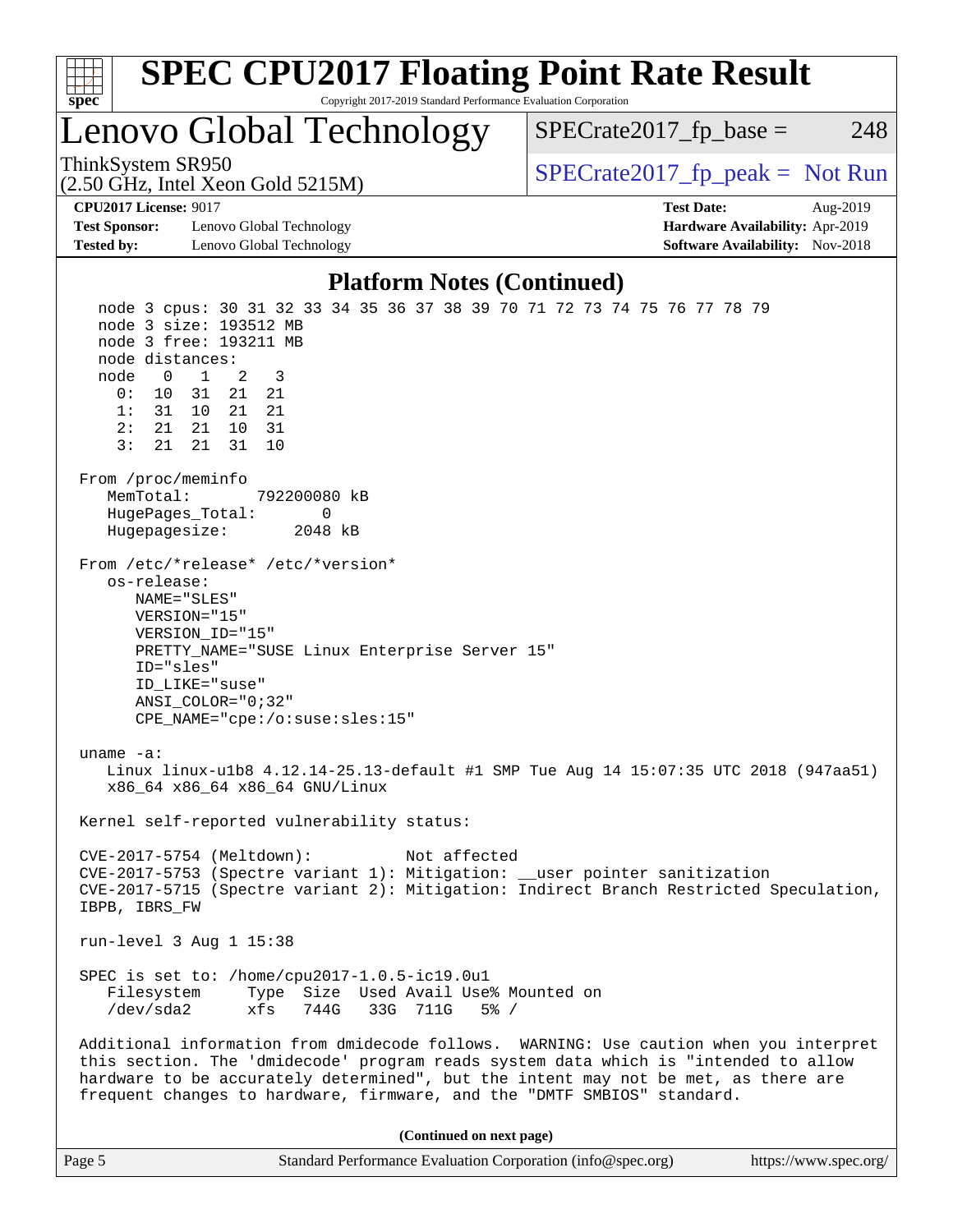# SPEC CPU2017 Floating Point Rate Result

Copyright 2017-2019 Standard Performance Evaluation Corporation

## Lenovo Global Technology

ThinkSystem SR950
(2.50 GHz, Intel Xeon Gold 5215M)

SPECrate2017_fp_base = 248

SPECrate2017_fp_peak = Not Run

**CPU2017 License:** 9017
**Test Sponsor:** Lenovo Global Technology
**Tested by:** Lenovo Global Technology

**Test Date:** Aug-2019
**Hardware Availability:** Apr-2019
**Software Availability:** Nov-2018

### Platform Notes (Continued)

```
   node 3 cpus: 30 31 32 33 34 35 36 37 38 39 70 71 72 73 74 75 76 77 78 79
   node 3 size: 193512 MB
   node 3 free: 193211 MB
   node distances:
   node   0   1   2   3
     0:  10  31  21  21
     1:  31  10  21  21
     2:  21  21  10  31
     3:  21  21  31  10

 From /proc/meminfo
    MemTotal:       792200080 kB
    HugePages_Total:       0
    Hugepagesize:       2048 kB

 From /etc/*release* /etc/*version*
    os-release:
       NAME="SLES"
       VERSION="15"
       VERSION_ID="15"
       PRETTY_NAME="SUSE Linux Enterprise Server 15"
       ID="sles"
       ID_LIKE="suse"
       ANSI_COLOR="0;32"
       CPE_NAME="cpe:/o:suse:sles:15"

 uname -a:
    Linux linux-u1b8 4.12.14-25.13-default #1 SMP Tue Aug 14 15:07:35 UTC 2018 (947aa51)
    x86_64 x86_64 x86_64 GNU/Linux

 Kernel self-reported vulnerability status:

 CVE-2017-5754 (Meltdown):          Not affected
 CVE-2017-5753 (Spectre variant 1): Mitigation: __user pointer sanitization
 CVE-2017-5715 (Spectre variant 2): Mitigation: Indirect Branch Restricted Speculation,
 IBPB, IBRS_FW

 run-level 3 Aug 1 15:38

 SPEC is set to: /home/cpu2017-1.0.5-ic19.0u1
    Filesystem     Type  Size  Used Avail Use% Mounted on
    /dev/sda2      xfs   744G   33G  711G   5% /

 Additional information from dmidecode follows.  WARNING: Use caution when you interpret
 this section. The 'dmidecode' program reads system data which is "intended to allow
 hardware to be accurately determined", but the intent may not be met, as there are
 frequent changes to hardware, firmware, and the "DMTF SMBIOS" standard.
```

**(Continued on next page)**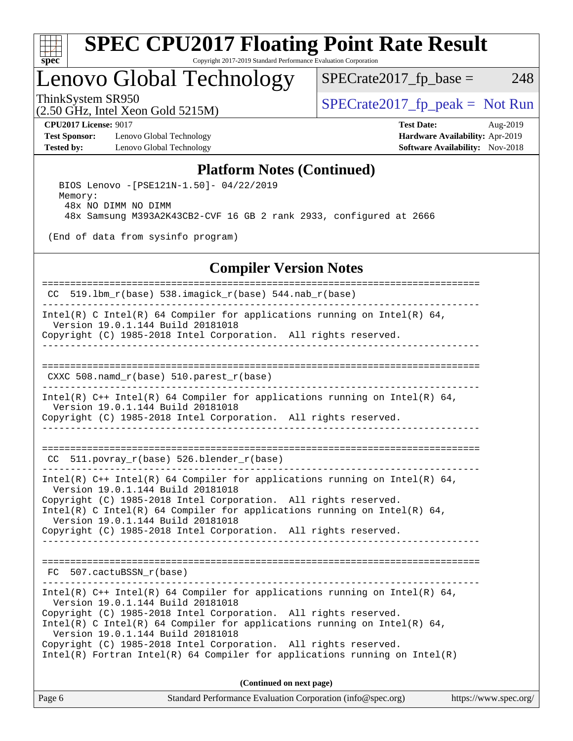# SPEC CPU2017 Floating Point Rate Result

Copyright 2017-2019 Standard Performance Evaluation Corporation

## Lenovo Global Technology

ThinkSystem SR950
(2.50 GHz, Intel Xeon Gold 5215M)

SPECrate2017_fp_base = 248

SPECrate2017_fp_peak = Not Run

**CPU2017 License:** 9017
**Test Sponsor:** Lenovo Global Technology
**Tested by:** Lenovo Global Technology

**Test Date:** Aug-2019
**Hardware Availability:** Apr-2019
**Software Availability:** Nov-2018

### Platform Notes (Continued)

```
  BIOS Lenovo -[PSE121N-1.50]- 04/22/2019
  Memory:
   48x NO DIMM NO DIMM
   48x Samsung M393A2K43CB2-CVF 16 GB 2 rank 2933, configured at 2666

 (End of data from sysinfo program)
```

### Compiler Version Notes

```
==============================================================================
 CC  519.lbm_r(base) 538.imagick_r(base) 544.nab_r(base)
------------------------------------------------------------------------------
Intel(R) C Intel(R) 64 Compiler for applications running on Intel(R) 64,
  Version 19.0.1.144 Build 20181018
Copyright (C) 1985-2018 Intel Corporation.  All rights reserved.
------------------------------------------------------------------------------

==============================================================================
 CXXC 508.namd_r(base) 510.parest_r(base)
------------------------------------------------------------------------------
Intel(R) C++ Intel(R) 64 Compiler for applications running on Intel(R) 64,
  Version 19.0.1.144 Build 20181018
Copyright (C) 1985-2018 Intel Corporation.  All rights reserved.
------------------------------------------------------------------------------

==============================================================================
 CC  511.povray_r(base) 526.blender_r(base)
------------------------------------------------------------------------------
Intel(R) C++ Intel(R) 64 Compiler for applications running on Intel(R) 64,
  Version 19.0.1.144 Build 20181018
Copyright (C) 1985-2018 Intel Corporation.  All rights reserved.
Intel(R) C Intel(R) 64 Compiler for applications running on Intel(R) 64,
  Version 19.0.1.144 Build 20181018
Copyright (C) 1985-2018 Intel Corporation.  All rights reserved.
------------------------------------------------------------------------------

==============================================================================
 FC  507.cactuBSSN_r(base)
------------------------------------------------------------------------------
Intel(R) C++ Intel(R) 64 Compiler for applications running on Intel(R) 64,
  Version 19.0.1.144 Build 20181018
Copyright (C) 1985-2018 Intel Corporation.  All rights reserved.
Intel(R) C Intel(R) 64 Compiler for applications running on Intel(R) 64,
  Version 19.0.1.144 Build 20181018
Copyright (C) 1985-2018 Intel Corporation.  All rights reserved.
Intel(R) Fortran Intel(R) 64 Compiler for applications running on Intel(R)
```

**(Continued on next page)**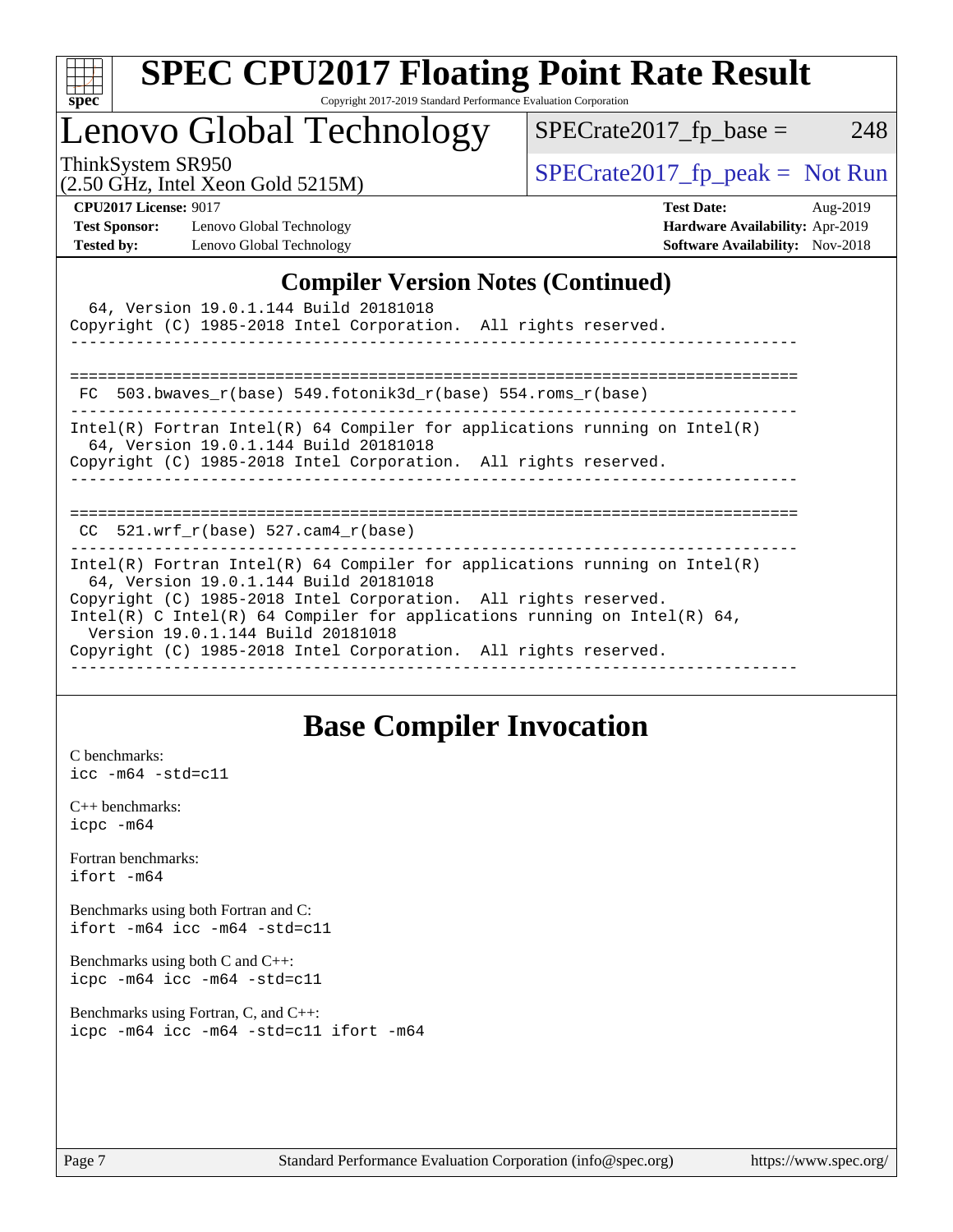# SPEC CPU2017 Floating Point Rate Result

Copyright 2017-2019 Standard Performance Evaluation Corporation

## Lenovo Global Technology

ThinkSystem SR950
(2.50 GHz, Intel Xeon Gold 5215M)

SPECrate2017_fp_base = 248

SPECrate2017_fp_peak = Not Run

**CPU2017 License:** 9017
**Test Sponsor:** Lenovo Global Technology
**Tested by:** Lenovo Global Technology

**Test Date:** Aug-2019
**Hardware Availability:** Apr-2019
**Software Availability:** Nov-2018

## Compiler Version Notes (Continued)

```
  64, Version 19.0.1.144 Build 20181018
Copyright (C) 1985-2018 Intel Corporation.  All rights reserved.
------------------------------------------------------------------------------

==============================================================================
 FC  503.bwaves_r(base) 549.fotonik3d_r(base) 554.roms_r(base)
------------------------------------------------------------------------------
Intel(R) Fortran Intel(R) 64 Compiler for applications running on Intel(R)
  64, Version 19.0.1.144 Build 20181018
Copyright (C) 1985-2018 Intel Corporation.  All rights reserved.
------------------------------------------------------------------------------

==============================================================================
 CC  521.wrf_r(base) 527.cam4_r(base)
------------------------------------------------------------------------------
Intel(R) Fortran Intel(R) 64 Compiler for applications running on Intel(R)
  64, Version 19.0.1.144 Build 20181018
Copyright (C) 1985-2018 Intel Corporation.  All rights reserved.
Intel(R) C Intel(R) 64 Compiler for applications running on Intel(R) 64,
  Version 19.0.1.144 Build 20181018
Copyright (C) 1985-2018 Intel Corporation.  All rights reserved.
------------------------------------------------------------------------------
```

## Base Compiler Invocation

C benchmarks:
`icc -m64 -std=c11`

C++ benchmarks:
`icpc -m64`

Fortran benchmarks:
`ifort -m64`

Benchmarks using both Fortran and C:
`ifort -m64 icc -m64 -std=c11`

Benchmarks using both C and C++:
`icpc -m64 icc -m64 -std=c11`

Benchmarks using Fortran, C, and C++:
`icpc -m64 icc -m64 -std=c11 ifort -m64`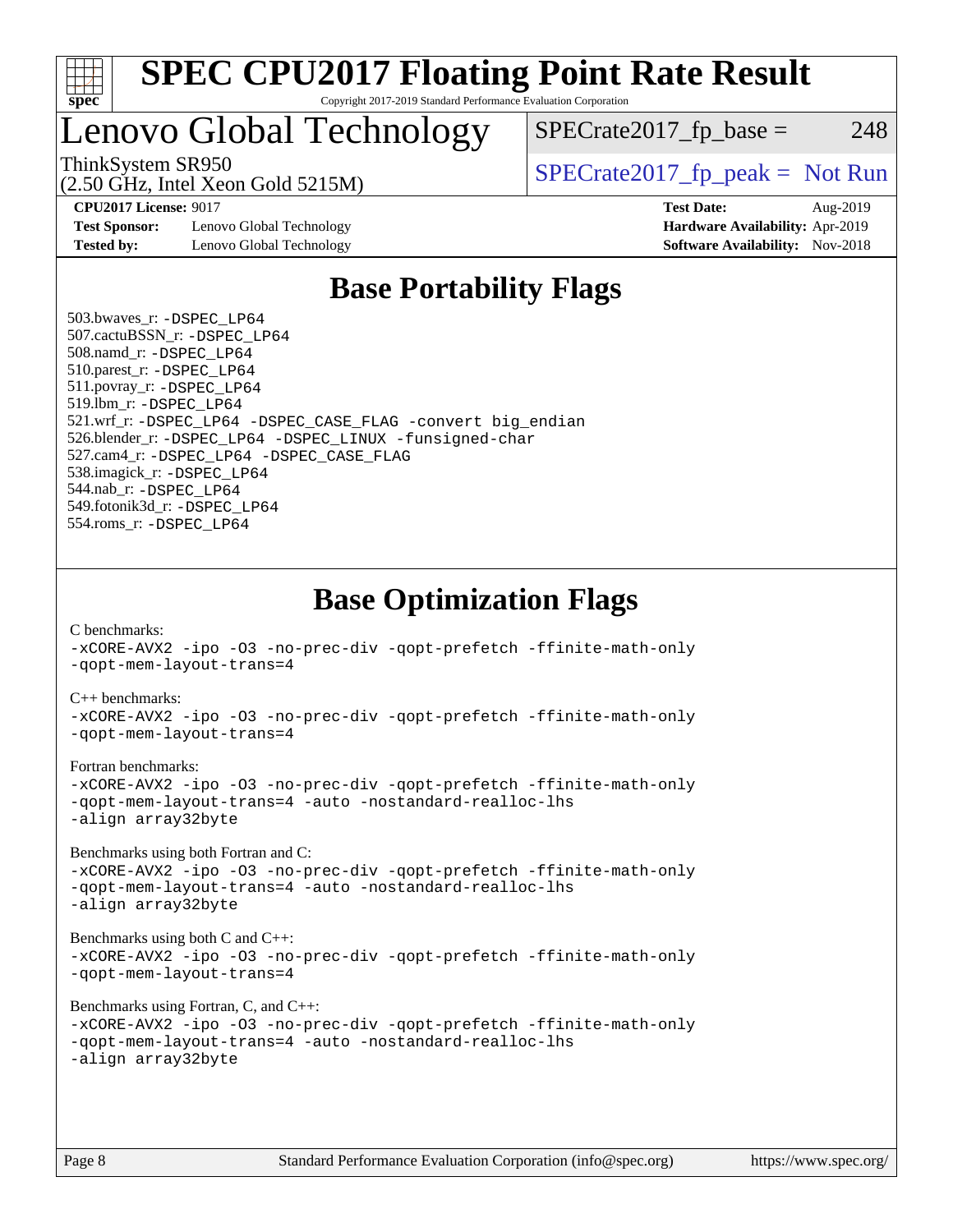# SPEC CPU2017 Floating Point Rate Result

Copyright 2017-2019 Standard Performance Evaluation Corporation

# Lenovo Global Technology

ThinkSystem SR950
(2.50 GHz, Intel Xeon Gold 5215M)

SPECrate2017_fp_base = 248

SPECrate2017_fp_peak = Not Run

**CPU2017 License:** 9017
**Test Sponsor:** Lenovo Global Technology
**Tested by:** Lenovo Global Technology
**Test Date:** Aug-2019
**Hardware Availability:** Apr-2019
**Software Availability:** Nov-2018

## Base Portability Flags

503.bwaves_r: -DSPEC_LP64
507.cactuBSSN_r: -DSPEC_LP64
508.namd_r: -DSPEC_LP64
510.parest_r: -DSPEC_LP64
511.povray_r: -DSPEC_LP64
519.lbm_r: -DSPEC_LP64
521.wrf_r: -DSPEC_LP64 -DSPEC_CASE_FLAG -convert big_endian
526.blender_r: -DSPEC_LP64 -DSPEC_LINUX -funsigned-char
527.cam4_r: -DSPEC_LP64 -DSPEC_CASE_FLAG
538.imagick_r: -DSPEC_LP64
544.nab_r: -DSPEC_LP64
549.fotonik3d_r: -DSPEC_LP64
554.roms_r: -DSPEC_LP64

## Base Optimization Flags

C benchmarks:
-xCORE-AVX2 -ipo -O3 -no-prec-div -qopt-prefetch -ffinite-math-only
-qopt-mem-layout-trans=4

C++ benchmarks:
-xCORE-AVX2 -ipo -O3 -no-prec-div -qopt-prefetch -ffinite-math-only
-qopt-mem-layout-trans=4

Fortran benchmarks:
-xCORE-AVX2 -ipo -O3 -no-prec-div -qopt-prefetch -ffinite-math-only
-qopt-mem-layout-trans=4 -auto -nostandard-realloc-lhs
-align array32byte

Benchmarks using both Fortran and C:
-xCORE-AVX2 -ipo -O3 -no-prec-div -qopt-prefetch -ffinite-math-only
-qopt-mem-layout-trans=4 -auto -nostandard-realloc-lhs
-align array32byte

Benchmarks using both C and C++:
-xCORE-AVX2 -ipo -O3 -no-prec-div -qopt-prefetch -ffinite-math-only
-qopt-mem-layout-trans=4

Benchmarks using Fortran, C, and C++:
-xCORE-AVX2 -ipo -O3 -no-prec-div -qopt-prefetch -ffinite-math-only
-qopt-mem-layout-trans=4 -auto -nostandard-realloc-lhs
-align array32byte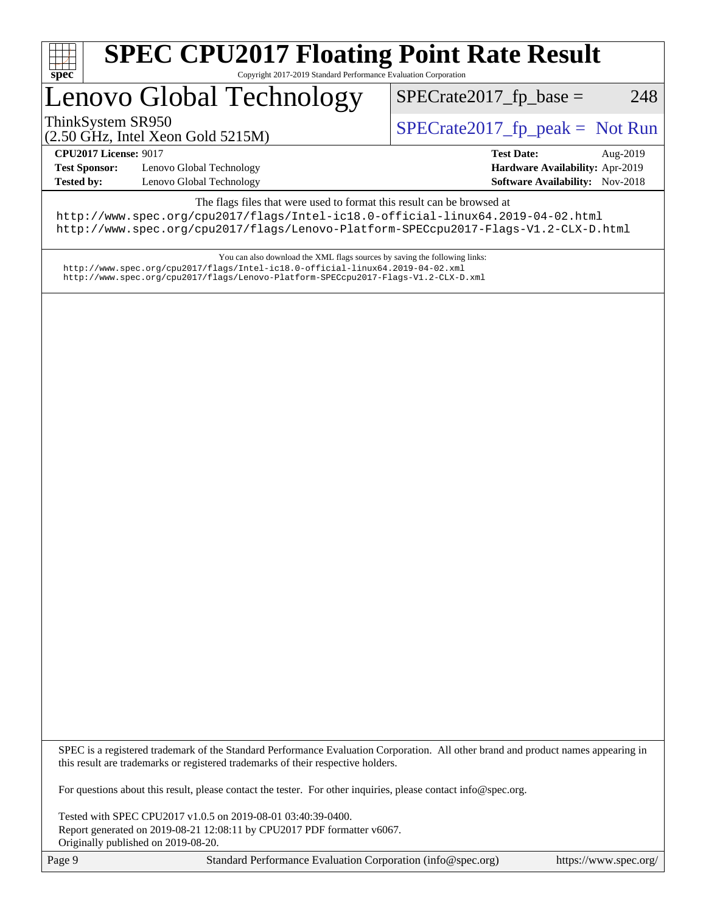# SPEC CPU2017 Floating Point Rate Result

Copyright 2017-2019 Standard Performance Evaluation Corporation

## Lenovo Global Technology

ThinkSystem SR950
(2.50 GHz, Intel Xeon Gold 5215M)

SPECrate2017_fp_base = 248

SPECrate2017_fp_peak = Not Run

**CPU2017 License:** 9017
**Test Sponsor:** Lenovo Global Technology
**Tested by:** Lenovo Global Technology

**Test Date:** Aug-2019
**Hardware Availability:** Apr-2019
**Software Availability:** Nov-2018

The flags files that were used to format this result can be browsed at

http://www.spec.org/cpu2017/flags/Intel-ic18.0-official-linux64.2019-04-02.html
http://www.spec.org/cpu2017/flags/Lenovo-Platform-SPECcpu2017-Flags-V1.2-CLX-D.html

You can also download the XML flags sources by saving the following links:

http://www.spec.org/cpu2017/flags/Intel-ic18.0-official-linux64.2019-04-02.xml
http://www.spec.org/cpu2017/flags/Lenovo-Platform-SPECcpu2017-Flags-V1.2-CLX-D.xml

SPEC is a registered trademark of the Standard Performance Evaluation Corporation. All other brand and product names appearing in this result are trademarks or registered trademarks of their respective holders.

For questions about this result, please contact the tester. For other inquiries, please contact info@spec.org.

Tested with SPEC CPU2017 v1.0.5 on 2019-08-01 03:40:39-0400.
Report generated on 2019-08-21 12:08:11 by CPU2017 PDF formatter v6067.
Originally published on 2019-08-20.